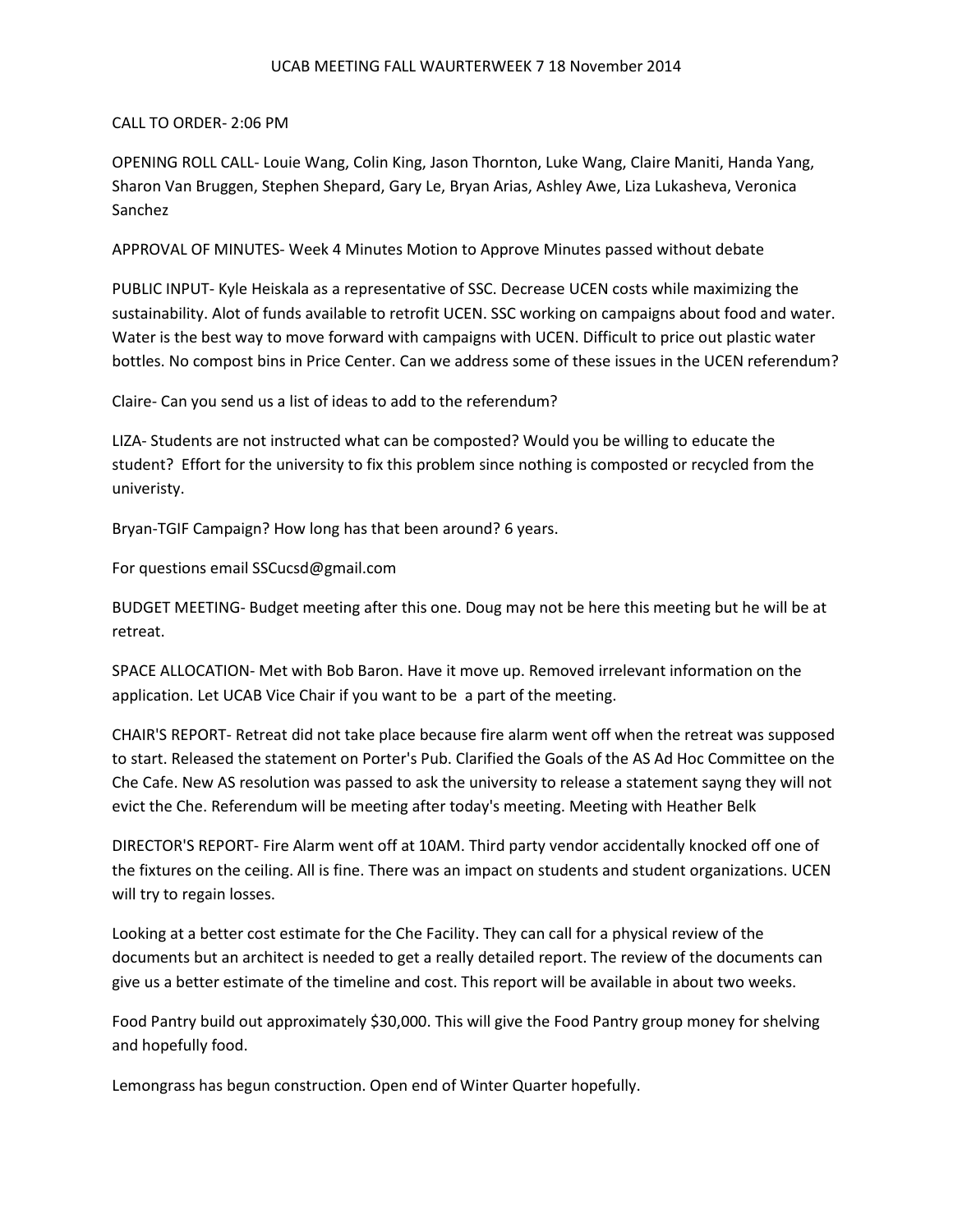# UCAB MEETING FALL WAURTERWEEK 7 18 November 2014

CALL TO ORDER- 2:06 PM

OPENING ROLL CALL- Louie Wang, Colin King, Jason Thornton, Luke Wang, Claire Maniti, Handa Yang, Sharon Van Bruggen, Stephen Shepard, Gary Le, Bryan Arias, Ashley Awe, Liza Lukasheva, Veronica Sanchez

APPROVAL OF MINUTES- Week 4 Minutes Motion to Approve Minutes passed without debate

PUBLIC INPUT- Kyle Heiskala as a representative of SSC. Decrease UCEN costs while maximizing the sustainability. Alot of funds available to retrofit UCEN. SSC working on campaigns about food and water. Water is the best way to move forward with campaigns with UCEN. Difficult to price out plastic water bottles. No compost bins in Price Center. Can we address some of these issues in the UCEN referendum?

Claire- Can you send us a list of ideas to add to the referendum?

LIZA- Students are not instructed what can be composted? Would you be willing to educate the student? Effort for the university to fix this problem since nothing is composted or recycled from the univeristy.

Bryan-TGIF Campaign? How long has that been around? 6 years.

For questions email SSCucsd@gmail.com

BUDGET MEETING- Budget meeting after this one. Doug may not be here this meeting but he will be at retreat.

SPACE ALLOCATION- Met with Bob Baron. Have it move up. Removed irrelevant information on the application. Let UCAB Vice Chair if you want to be a part of the meeting.

CHAIR'S REPORT- Retreat did not take place because fire alarm went off when the retreat was supposed to start. Released the statement on Porter's Pub. Clarified the Goals of the AS Ad Hoc Committee on the Che Cafe. New AS resolution was passed to ask the university to release a statement sayng they will not evict the Che. Referendum will be meeting after today's meeting. Meeting with Heather Belk

DIRECTOR'S REPORT- Fire Alarm went off at 10AM. Third party vendor accidentally knocked off one of the fixtures on the ceiling. All is fine. There was an impact on students and student organizations. UCEN will try to regain losses.

Looking at a better cost estimate for the Che Facility. They can call for a physical review of the documents but an architect is needed to get a really detailed report. The review of the documents can give us a better estimate of the timeline and cost. This report will be available in about two weeks.

Food Pantry build out approximately $30,000. This will give the Food Pantry group money for shelving and hopefully food.

Lemongrass has begun construction. Open end of Winter Quarter hopefully.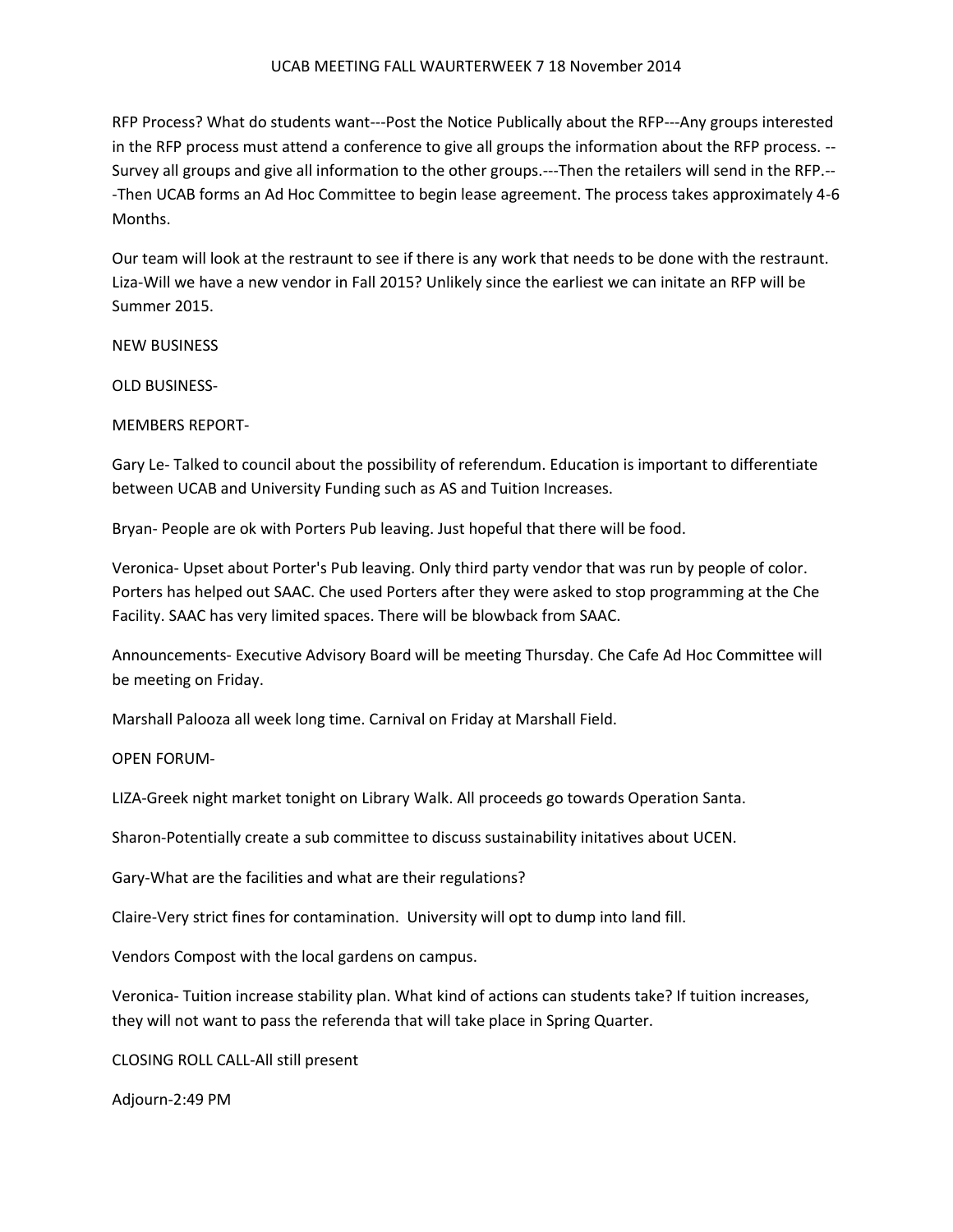RFP Process? What do students want---Post the Notice Publically about the RFP---Any groups interested in the RFP process must attend a conference to give all groups the information about the RFP process. --Survey all groups and give all information to the other groups.---Then the retailers will send in the RFP.---Then UCAB forms an Ad Hoc Committee to begin lease agreement. The process takes approximately 4-6 Months.

Our team will look at the restraunt to see if there is any work that needs to be done with the restraunt. Liza-Will we have a new vendor in Fall 2015? Unlikely since the earliest we can initate an RFP will be Summer 2015.

NEW BUSINESS

OLD BUSINESS-

MEMBERS REPORT-

Gary Le- Talked to council about the possibility of referendum. Education is important to differentiate between UCAB and University Funding such as AS and Tuition Increases.

Bryan- People are ok with Porters Pub leaving. Just hopeful that there will be food.

Veronica- Upset about Porter's Pub leaving. Only third party vendor that was run by people of color. Porters has helped out SAAC. Che used Porters after they were asked to stop programming at the Che Facility. SAAC has very limited spaces. There will be blowback from SAAC.

Announcements- Executive Advisory Board will be meeting Thursday. Che Cafe Ad Hoc Committee will be meeting on Friday.

Marshall Palooza all week long time. Carnival on Friday at Marshall Field.

OPEN FORUM-

LIZA-Greek night market tonight on Library Walk. All proceeds go towards Operation Santa.

Sharon-Potentially create a sub committee to discuss sustainability initatives about UCEN.

Gary-What are the facilities and what are their regulations?

Claire-Very strict fines for contamination. University will opt to dump into land fill.

Vendors Compost with the local gardens on campus.

Veronica- Tuition increase stability plan. What kind of actions can students take? If tuition increases, they will not want to pass the referenda that will take place in Spring Quarter.

CLOSING ROLL CALL-All still present

Adjourn-2:49 PM